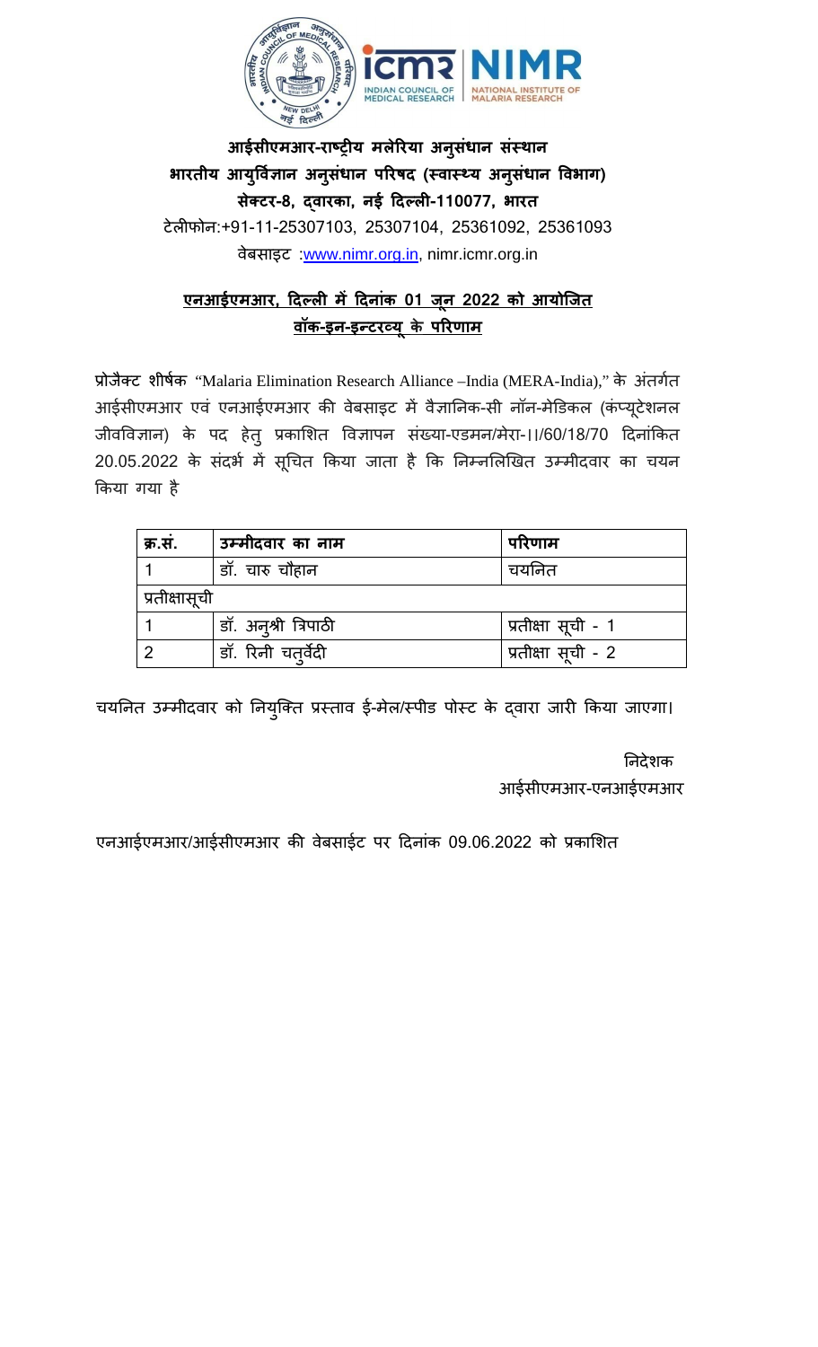**आईसीएमआर-राष्ट्रीय मलेरिया अनुसंधान संस्थान**
**भारतीय आयुर्विज्ञान अनुसंधान परिषद (स्वास्थ्य अनुसंधान विभाग)**
**सेक्टर-8, द्वारका, नई दिल्ली-110077, भारत**
टेलीफोन:+91-11-25307103, 25307104, 25361092, 25361093
वेबसाइट :www.nimr.org.in, nimr.icmr.org.in

**एनआईएमआर, दिल्ली में दिनांक 01 जून 2022 को आयोजित वॉक-इन-इन्टरव्यू के परिणाम**

**प्रोजैक्ट शीर्षक** "Malaria Elimination Research Alliance –India (MERA-India)," के अंतर्गत आईसीएमआर एवं एनआईएमआर की वेबसाइट में वैज्ञानिक-सी नॉन-मेडिकल (कंप्यूटेशनल जीवविज्ञान) के पद हेतु प्रकाशित विज्ञापन संख्या-एडमन/मेरा-II/60/18/70 दिनांकित 20.05.2022 के संदर्भ में सूचित किया जाता है कि निम्नलिखित उम्मीदवार का चयन किया गया है

| **क्र.सं.** | **उम्मीदवार का नाम** | **परिणाम** |
|---|---|---|
| 1 | डॉ. चारु चौहान | चयनित |
| प्रतीक्षासूची | | |
| 1 | डॉ. अनुश्री त्रिपाठी | प्रतीक्षा सूची - 1 |
| 2 | डॉ. रिनी चतुर्वेदी | प्रतीक्षा सूची - 2 |

चयनित उम्मीदवार को नियुक्ति प्रस्ताव ई-मेल/स्पीड पोस्ट के द्वारा जारी किया जाएगा।

निदेशक
आईसीएमआर-एनआईएमआर

एनआईएमआर/आईसीएमआर की वेबसाईट पर दिनांक 09.06.2022 को प्रकाशित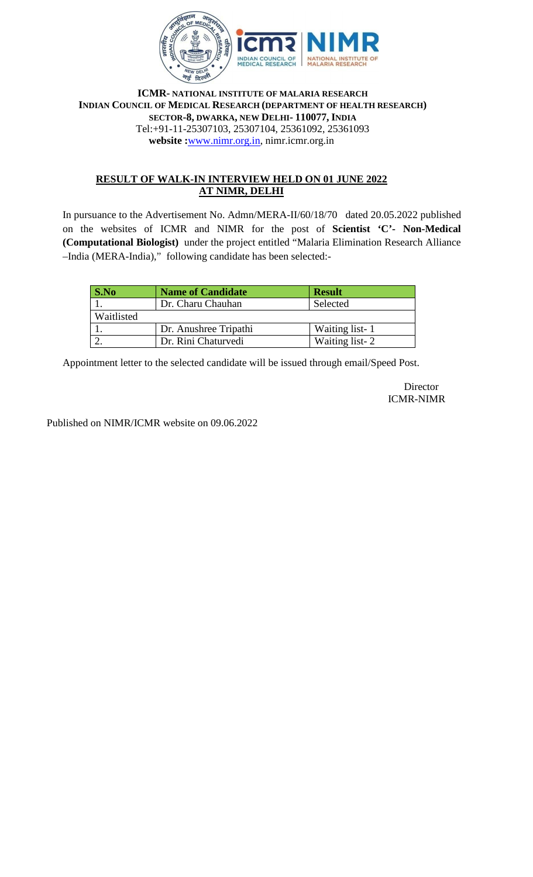**ICMR- NATIONAL INSTITUTE OF MALARIA RESEARCH**
**INDIAN COUNCIL OF MEDICAL RESEARCH (DEPARTMENT OF HEALTH RESEARCH)**
**SECTOR-8, DWARKA, NEW DELHI- 110077, INDIA**
Tel:+91-11-25307103, 25307104, 25361092, 25361093
**website :**www.nimr.org.in, nimr.icmr.org.in

## RESULT OF WALK-IN INTERVIEW HELD ON 01 JUNE 2022 AT NIMR, DELHI

In pursuance to the Advertisement No. Admn/MERA-II/60/18/70 dated 20.05.2022 published on the websites of ICMR and NIMR for the post of **Scientist 'C'- Non-Medical (Computational Biologist)** under the project entitled "Malaria Elimination Research Alliance –India (MERA-India)," following candidate has been selected:-

| S.No | Name of Candidate | Result |
|---|---|---|
| 1. | Dr. Charu Chauhan | Selected |
| Waitlisted | | |
| 1. | Dr. Anushree Tripathi | Waiting list- 1 |
| 2. | Dr. Rini Chaturvedi | Waiting list- 2 |

Appointment letter to the selected candidate will be issued through email/Speed Post.

Director
ICMR-NIMR

Published on NIMR/ICMR website on 09.06.2022